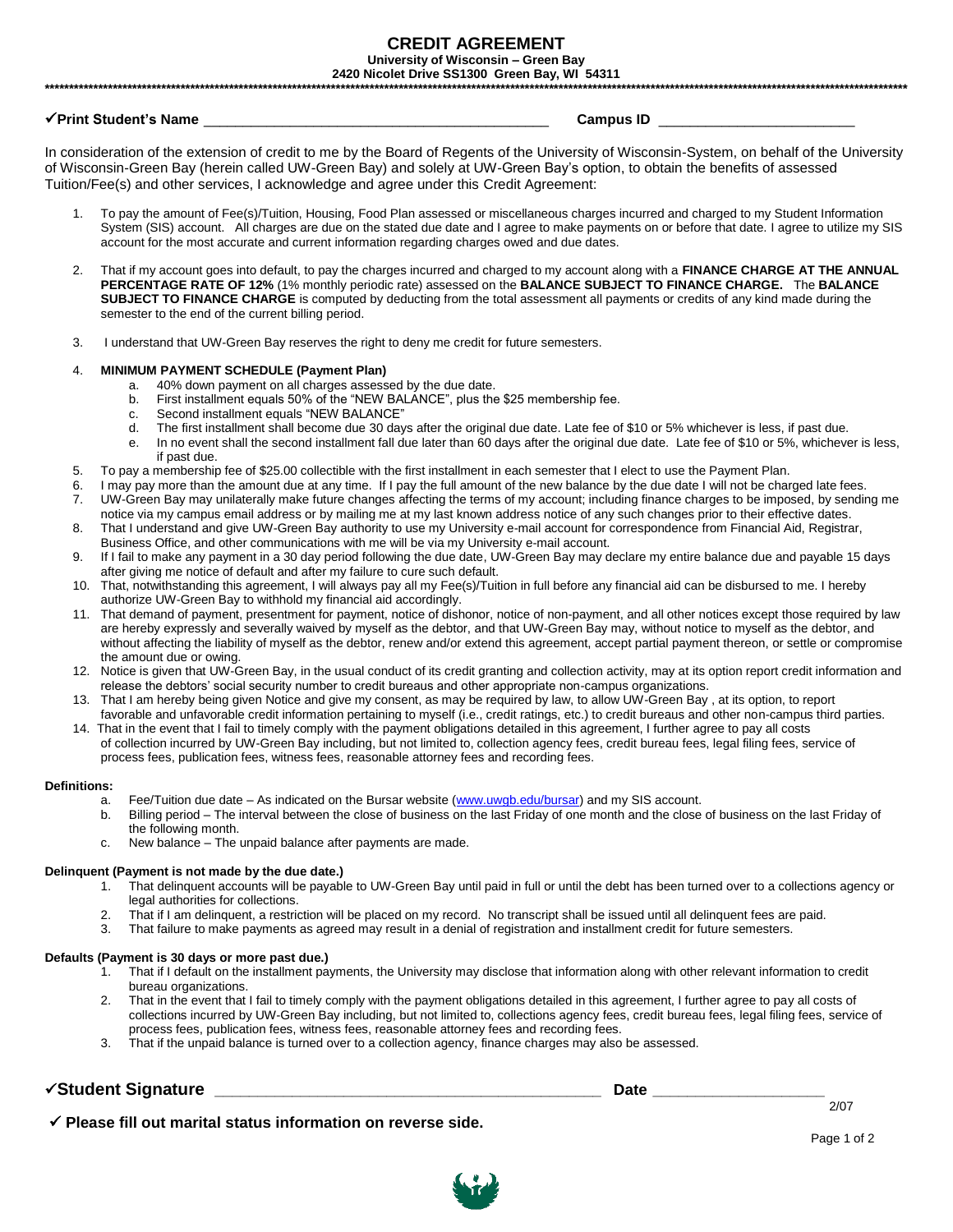# CREDIT AGREEMENT

**University of Wisconsin – Green Bay**
**2420 Nicolet Drive SS1300 Green Bay, WI 54311**

✓**Print Student's Name** ___________________________________________ **Campus ID** ________________________

In consideration of the extension of credit to me by the Board of Regents of the University of Wisconsin-System, on behalf of the University of Wisconsin-Green Bay (herein called UW-Green Bay) and solely at UW-Green Bay's option, to obtain the benefits of assessed Tuition/Fee(s) and other services, I acknowledge and agree under this Credit Agreement:

1. To pay the amount of Fee(s)/Tuition, Housing, Food Plan assessed or miscellaneous charges incurred and charged to my Student Information System (SIS) account. All charges are due on the stated due date and I agree to make payments on or before that date. I agree to utilize my SIS account for the most accurate and current information regarding charges owed and due dates.

2. That if my account goes into default, to pay the charges incurred and charged to my account along with a **FINANCE CHARGE AT THE ANNUAL PERCENTAGE RATE OF 12%** (1% monthly periodic rate) assessed on the **BALANCE SUBJECT TO FINANCE CHARGE.** The **BALANCE SUBJECT TO FINANCE CHARGE** is computed by deducting from the total assessment all payments or credits of any kind made during the semester to the end of the current billing period.

3. I understand that UW-Green Bay reserves the right to deny me credit for future semesters.

4. **MINIMUM PAYMENT SCHEDULE (Payment Plan)**
   a. 40% down payment on all charges assessed by the due date.
   b. First installment equals 50% of the "NEW BALANCE", plus the $25 membership fee.
   c. Second installment equals "NEW BALANCE"
   d. The first installment shall become due 30 days after the original due date. Late fee of $10 or 5% whichever is less, if past due.
   e. In no event shall the second installment fall due later than 60 days after the original due date. Late fee of $10 or 5%, whichever is less, if past due.
5. To pay a membership fee of $25.00 collectible with the first installment in each semester that I elect to use the Payment Plan.
6. I may pay more than the amount due at any time. If I pay the full amount of the new balance by the due date I will not be charged late fees.
7. UW-Green Bay may unilaterally make future changes affecting the terms of my account; including finance charges to be imposed, by sending me notice via my campus email address or by mailing me at my last known address notice of any such changes prior to their effective dates.
8. That I understand and give UW-Green Bay authority to use my University e-mail account for correspondence from Financial Aid, Registrar, Business Office, and other communications with me will be via my University e-mail account.
9. If I fail to make any payment in a 30 day period following the due date, UW-Green Bay may declare my entire balance due and payable 15 days after giving me notice of default and after my failure to cure such default.
10. That, notwithstanding this agreement, I will always pay all my Fee(s)/Tuition in full before any financial aid can be disbursed to me. I hereby authorize UW-Green Bay to withhold my financial aid accordingly.
11. That demand of payment, presentment for payment, notice of dishonor, notice of non-payment, and all other notices except those required by law are hereby expressly and severally waived by myself as the debtor, and that UW-Green Bay may, without notice to myself as the debtor, and without affecting the liability of myself as the debtor, renew and/or extend this agreement, accept partial payment thereon, or settle or compromise the amount due or owing.
12. Notice is given that UW-Green Bay, in the usual conduct of its credit granting and collection activity, may at its option report credit information and release the debtors' social security number to credit bureaus and other appropriate non-campus organizations.
13. That I am hereby being given Notice and give my consent, as may be required by law, to allow UW-Green Bay , at its option, to report favorable and unfavorable credit information pertaining to myself (i.e., credit ratings, etc.) to credit bureaus and other non-campus third parties.
14. That in the event that I fail to timely comply with the payment obligations detailed in this agreement, I further agree to pay all costs of collection incurred by UW-Green Bay including, but not limited to, collection agency fees, credit bureau fees, legal filing fees, service of process fees, publication fees, witness fees, reasonable attorney fees and recording fees.

**Definitions:**

a. Fee/Tuition due date – As indicated on the Bursar website (www.uwgb.edu/bursar) and my SIS account.
b. Billing period – The interval between the close of business on the last Friday of one month and the close of business on the last Friday of the following month.
c. New balance – The unpaid balance after payments are made.

**Delinquent (Payment is not made by the due date.)**

1. That delinquent accounts will be payable to UW-Green Bay until paid in full or until the debt has been turned over to a collections agency or legal authorities for collections.
2. That if I am delinquent, a restriction will be placed on my record. No transcript shall be issued until all delinquent fees are paid.
3. That failure to make payments as agreed may result in a denial of registration and installment credit for future semesters.

**Defaults (Payment is 30 days or more past due.)**

1. That if I default on the installment payments, the University may disclose that information along with other relevant information to credit bureau organizations.
2. That in the event that I fail to timely comply with the payment obligations detailed in this agreement, I further agree to pay all costs of collections incurred by UW-Green Bay including, but not limited to, collections agency fees, credit bureau fees, legal filing fees, service of process fees, publication fees, witness fees, reasonable attorney fees and recording fees.
3. That if the unpaid balance is turned over to a collection agency, finance charges may also be assessed.

✓**Student Signature** ____________________________________________ **Date** ____________________

2/07

✓ **Please fill out marital status information on reverse side.**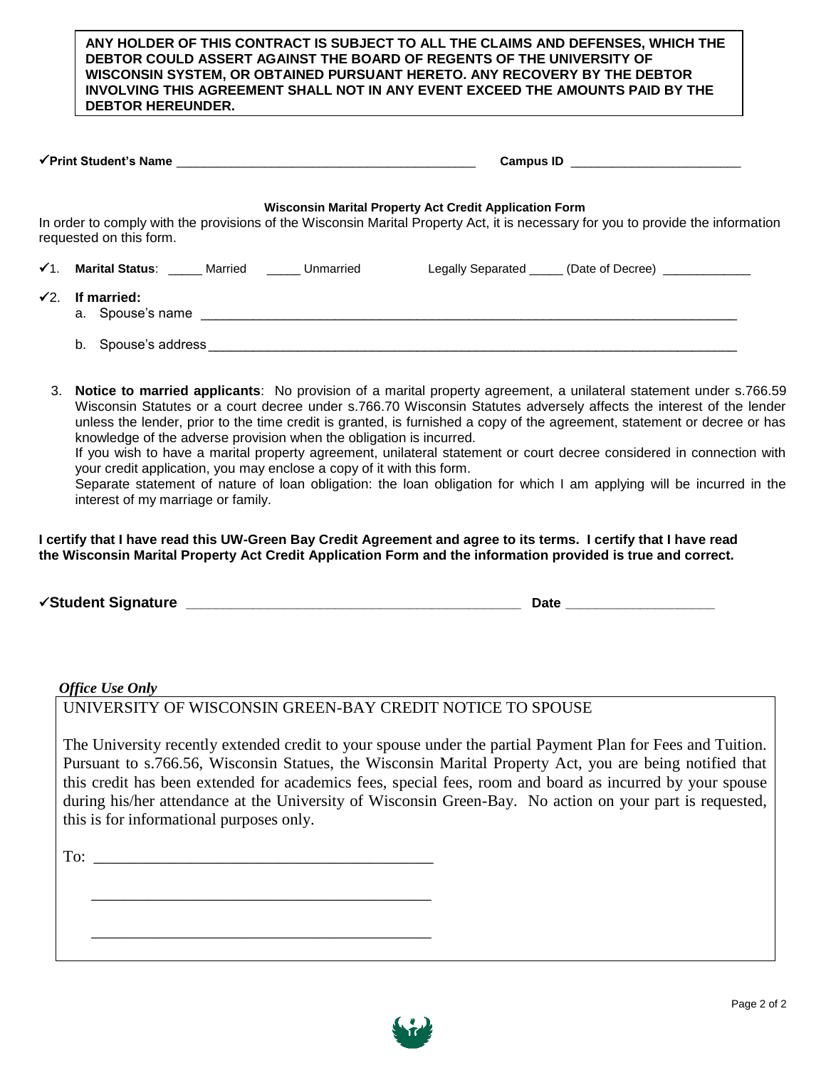**ANY HOLDER OF THIS CONTRACT IS SUBJECT TO ALL THE CLAIMS AND DEFENSES, WHICH THE DEBTOR COULD ASSERT AGAINST THE BOARD OF REGENTS OF THE UNIVERSITY OF WISCONSIN SYSTEM, OR OBTAINED PURSUANT HERETO. ANY RECOVERY BY THE DEBTOR INVOLVING THIS AGREEMENT SHALL NOT IN ANY EVENT EXCEED THE AMOUNTS PAID BY THE DEBTOR HEREUNDER.**

✓**Print Student's Name** ___________________________________________ **Campus ID** ________________________

**Wisconsin Marital Property Act Credit Application Form**

In order to comply with the provisions of the Wisconsin Marital Property Act, it is necessary for you to provide the information requested on this form.

✓1. **Marital Status**: _____ Married _____ Unmarried Legally Separated _____ (Date of Decree) ____________

✓2. **If married:**

a. Spouse's name ___________________________________________________________________________

b. Spouse's address _________________________________________________________________________

3. **Notice to married applicants**: No provision of a marital property agreement, a unilateral statement under s.766.59 Wisconsin Statutes or a court decree under s.766.70 Wisconsin Statutes adversely affects the interest of the lender unless the lender, prior to the time credit is granted, is furnished a copy of the agreement, statement or decree or has knowledge of the adverse provision when the obligation is incurred.
If you wish to have a marital property agreement, unilateral statement or court decree considered in connection with your credit application, you may enclose a copy of it with this form.
Separate statement of nature of loan obligation: the loan obligation for which I am applying will be incurred in the interest of my marriage or family.

**I certify that I have read this UW-Green Bay Credit Agreement and agree to its terms. I certify that I have read the Wisconsin Marital Property Act Credit Application Form and the information provided is true and correct.**

✓**Student Signature** ____________________________________________ **Date** ___________________

*Office Use Only*

UNIVERSITY OF WISCONSIN GREEN-BAY CREDIT NOTICE TO SPOUSE

The University recently extended credit to your spouse under the partial Payment Plan for Fees and Tuition. Pursuant to s.766.56, Wisconsin Statues, the Wisconsin Marital Property Act, you are being notified that this credit has been extended for academics fees, special fees, room and board as incurred by your spouse during his/her attendance at the University of Wisconsin Green-Bay. No action on your part is requested, this is for informational purposes only.

To: ___________________________________________

___________________________________________

___________________________________________